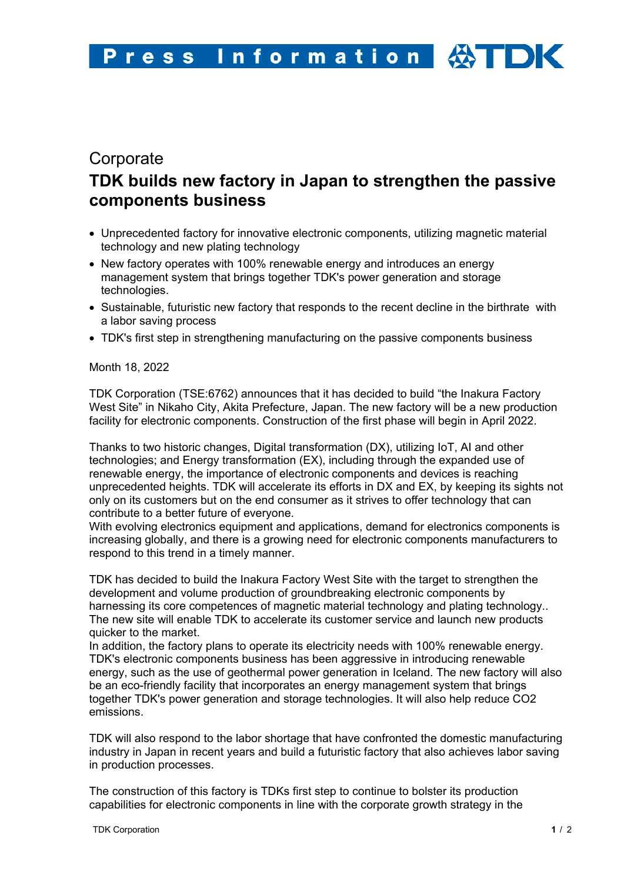Press Information

Corporate

# TDK builds new factory in Japan to strengthen the passive components business

- Unprecedented factory for innovative electronic components, utilizing magnetic material technology and new plating technology
- New factory operates with 100% renewable energy and introduces an energy management system that brings together TDK's power generation and storage technologies.
- Sustainable, futuristic new factory that responds to the recent decline in the birthrate with a labor saving process
- TDK's first step in strengthening manufacturing on the passive components business

Month 18, 2022

TDK Corporation (TSE:6762) announces that it has decided to build “the Inakura Factory West Site” in Nikaho City, Akita Prefecture, Japan. The new factory will be a new production facility for electronic components. Construction of the first phase will begin in April 2022.

Thanks to two historic changes, Digital transformation (DX), utilizing IoT, AI and other technologies; and Energy transformation (EX), including through the expanded use of renewable energy, the importance of electronic components and devices is reaching unprecedented heights. TDK will accelerate its efforts in DX and EX, by keeping its sights not only on its customers but on the end consumer as it strives to offer technology that can contribute to a better future of everyone.
With evolving electronics equipment and applications, demand for electronics components is increasing globally, and there is a growing need for electronic components manufacturers to respond to this trend in a timely manner.

TDK has decided to build the Inakura Factory West Site with the target to strengthen the development and volume production of groundbreaking electronic components by harnessing its core competences of magnetic material technology and plating technology.. The new site will enable TDK to accelerate its customer service and launch new products quicker to the market.
In addition, the factory plans to operate its electricity needs with 100% renewable energy. TDK's electronic components business has been aggressive in introducing renewable energy, such as the use of geothermal power generation in Iceland. The new factory will also be an eco-friendly facility that incorporates an energy management system that brings together TDK's power generation and storage technologies. It will also help reduce $CO_2$ emissions.

TDK will also respond to the labor shortage that have confronted the domestic manufacturing industry in Japan in recent years and build a futuristic factory that also achieves labor saving in production processes.

The construction of this factory is TDKs first step to continue to bolster its production capabilities for electronic components in line with the corporate growth strategy in the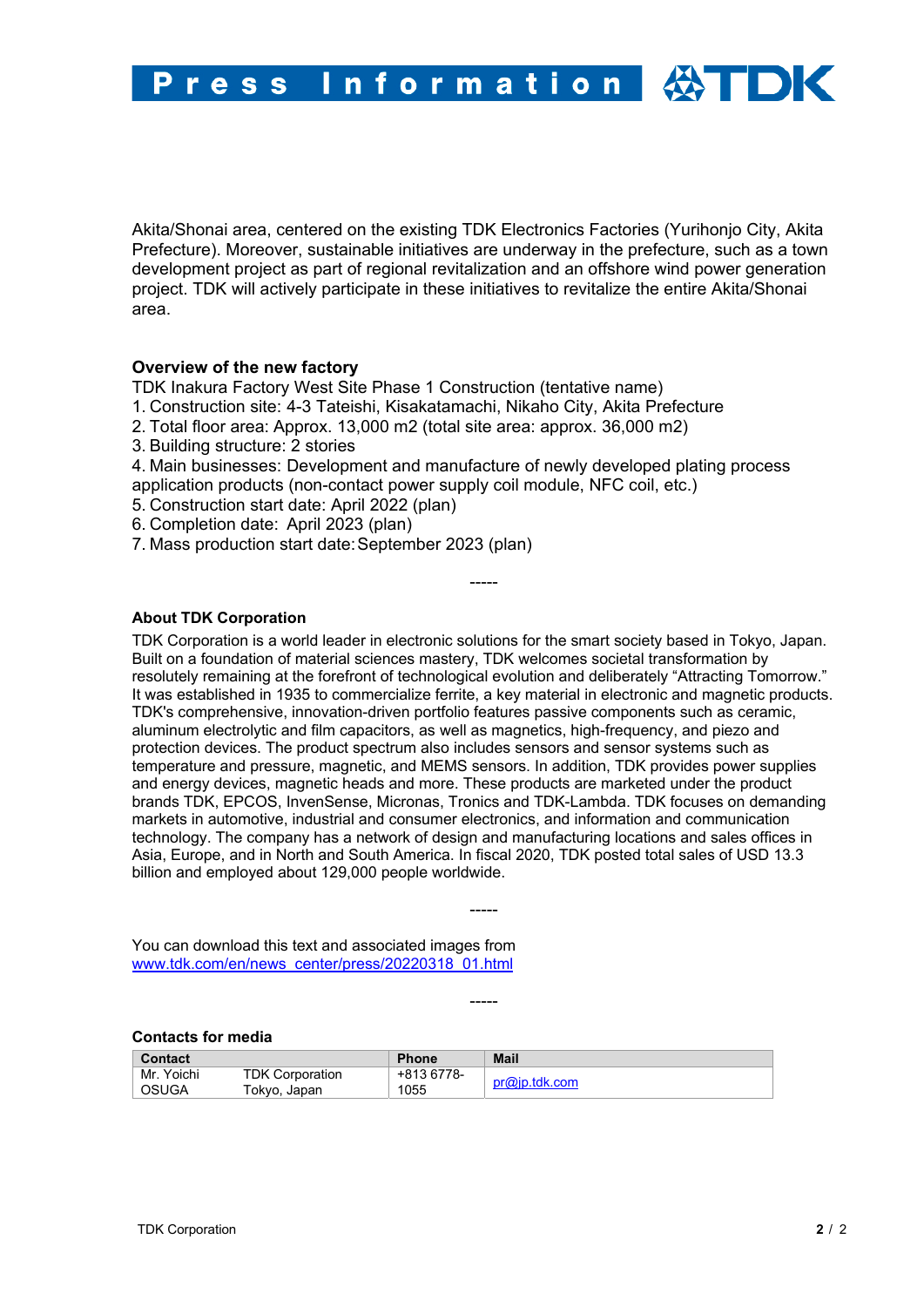Akita/Shonai area, centered on the existing TDK Electronics Factories (Yurihonjo City, Akita Prefecture). Moreover, sustainable initiatives are underway in the prefecture, such as a town development project as part of regional revitalization and an offshore wind power generation project. TDK will actively participate in these initiatives to revitalize the entire Akita/Shonai area.

**Overview of the new factory**

TDK Inakura Factory West Site Phase 1 Construction (tentative name)

1. Construction site: 4-3 Tateishi, Kisakatamachi, Nikaho City, Akita Prefecture
2. Total floor area: Approx. 13,000 m2 (total site area: approx. 36,000 m2)
3. Building structure: 2 stories
4. Main businesses: Development and manufacture of newly developed plating process application products (non-contact power supply coil module, NFC coil, etc.)
5. Construction start date: April 2022 (plan)
6. Completion date: April 2023 (plan)
7. Mass production start date: September 2023 (plan)

-----

**About TDK Corporation**

TDK Corporation is a world leader in electronic solutions for the smart society based in Tokyo, Japan. Built on a foundation of material sciences mastery, TDK welcomes societal transformation by resolutely remaining at the forefront of technological evolution and deliberately "Attracting Tomorrow." It was established in 1935 to commercialize ferrite, a key material in electronic and magnetic products. TDK's comprehensive, innovation-driven portfolio features passive components such as ceramic, aluminum electrolytic and film capacitors, as well as magnetics, high-frequency, and piezo and protection devices. The product spectrum also includes sensors and sensor systems such as temperature and pressure, magnetic, and MEMS sensors. In addition, TDK provides power supplies and energy devices, magnetic heads and more. These products are marketed under the product brands TDK, EPCOS, InvenSense, Micronas, Tronics and TDK-Lambda. TDK focuses on demanding markets in automotive, industrial and consumer electronics, and information and communication technology. The company has a network of design and manufacturing locations and sales offices in Asia, Europe, and in North and South America. In fiscal 2020, TDK posted total sales of USD 13.3 billion and employed about 129,000 people worldwide.

-----

You can download this text and associated images from
www.tdk.com/en/news_center/press/20220318_01.html

-----

**Contacts for media**

| Contact | | Phone | Mail |
|---|---|---|---|
| Mr. Yoichi OSUGA | TDK Corporation Tokyo, Japan | +813 6778-1055 | pr@jp.tdk.com |